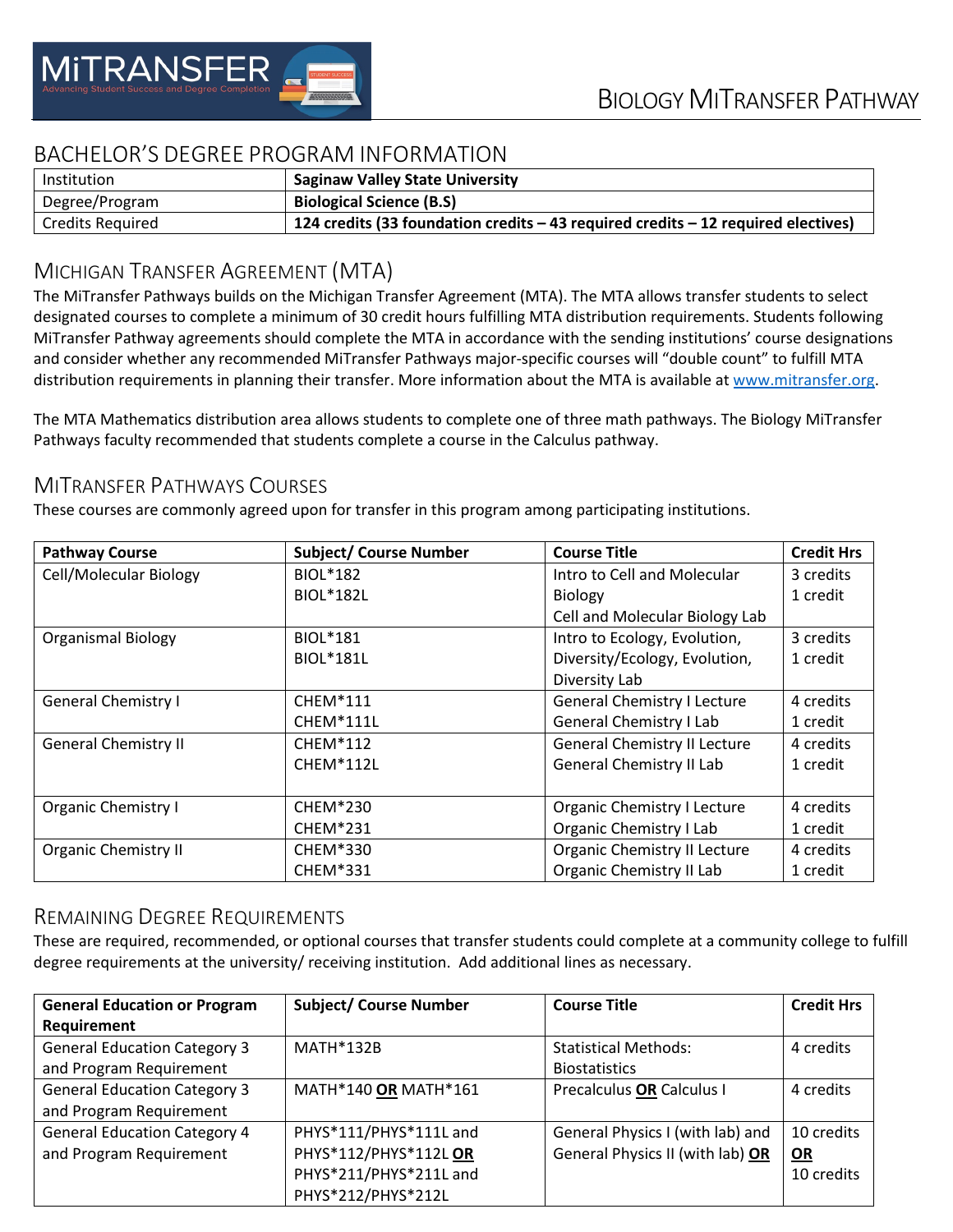# BIOLOGY MITRANSFER PATHWAY

## BACHELOR'S DEGREE PROGRAM INFORMATION

| Institution | **Saginaw Valley State University** |
|---|---|
| Degree/Program | **Biological Science (B.S)** |
| Credits Required | **124 credits (33 foundation credits – 43 required credits – 12 required electives)** |

## MICHIGAN TRANSFER AGREEMENT (MTA)

The MiTransfer Pathways builds on the Michigan Transfer Agreement (MTA). The MTA allows transfer students to select designated courses to complete a minimum of 30 credit hours fulfilling MTA distribution requirements. Students following MiTransfer Pathway agreements should complete the MTA in accordance with the sending institutions' course designations and consider whether any recommended MiTransfer Pathways major-specific courses will "double count" to fulfill MTA distribution requirements in planning their transfer. More information about the MTA is available at www.mitransfer.org.

The MTA Mathematics distribution area allows students to complete one of three math pathways. The Biology MiTransfer Pathways faculty recommended that students complete a course in the Calculus pathway.

## MITRANSFER PATHWAYS COURSES

These courses are commonly agreed upon for transfer in this program among participating institutions.

| Pathway Course | Subject/ Course Number | Course Title | Credit Hrs |
|---|---|---|---|
| Cell/Molecular Biology | BIOL*182<br>BIOL*182L | Intro to Cell and Molecular Biology<br>Cell and Molecular Biology Lab | 3 credits<br>1 credit |
| Organismal Biology | BIOL*181<br>BIOL*181L | Intro to Ecology, Evolution, Diversity/Ecology, Evolution, Diversity Lab | 3 credits<br>1 credit |
| General Chemistry I | CHEM*111<br>CHEM*111L | General Chemistry I Lecture<br>General Chemistry I Lab | 4 credits<br>1 credit |
| General Chemistry II | CHEM*112<br>CHEM*112L | General Chemistry II Lecture<br>General Chemistry II Lab | 4 credits<br>1 credit |
| Organic Chemistry I | CHEM*230<br>CHEM*231 | Organic Chemistry I Lecture<br>Organic Chemistry I Lab | 4 credits<br>1 credit |
| Organic Chemistry II | CHEM*330<br>CHEM*331 | Organic Chemistry II Lecture<br>Organic Chemistry II Lab | 4 credits<br>1 credit |

## REMAINING DEGREE REQUIREMENTS

These are required, recommended, or optional courses that transfer students could complete at a community college to fulfill degree requirements at the university/ receiving institution. Add additional lines as necessary.

| General Education or Program Requirement | Subject/ Course Number | Course Title | Credit Hrs |
|---|---|---|---|
| General Education Category 3 and Program Requirement | MATH*132B | Statistical Methods: Biostatistics | 4 credits |
| General Education Category 3 and Program Requirement | MATH*140 **OR** MATH*161 | Precalculus **OR** Calculus I | 4 credits |
| General Education Category 4 and Program Requirement | PHYS*111/PHYS*111L and PHYS*112/PHYS*112L **OR** PHYS*211/PHYS*211L and PHYS*212/PHYS*212L | General Physics I (with lab) and General Physics II (with lab) **OR** | 10 credits **OR** 10 credits |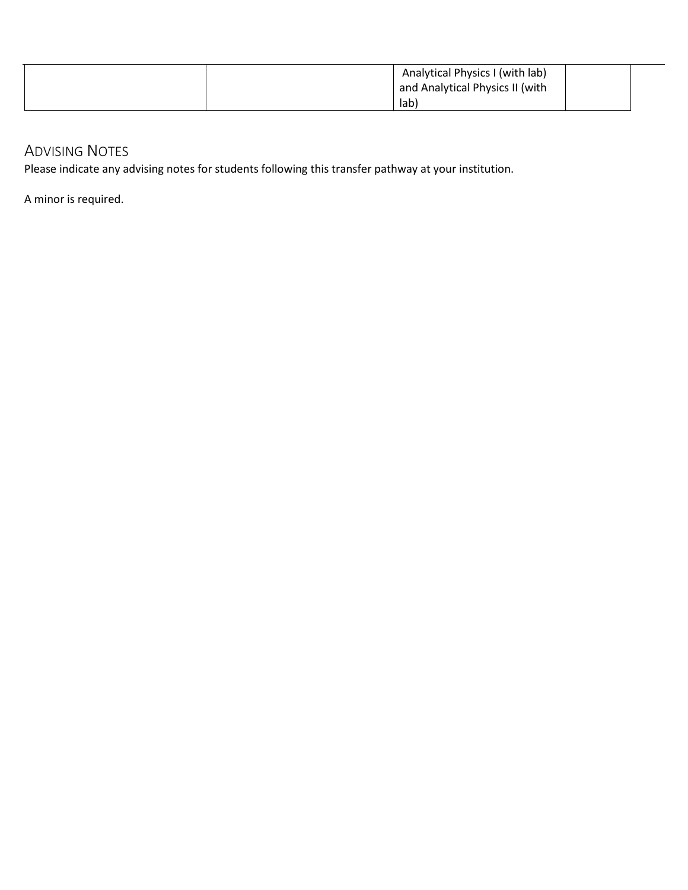| | | | |
|---|---|---|---|
| | | Analytical Physics I (with lab) and Analytical Physics II (with lab) | |

## Advising Notes

Please indicate any advising notes for students following this transfer pathway at your institution.

A minor is required.